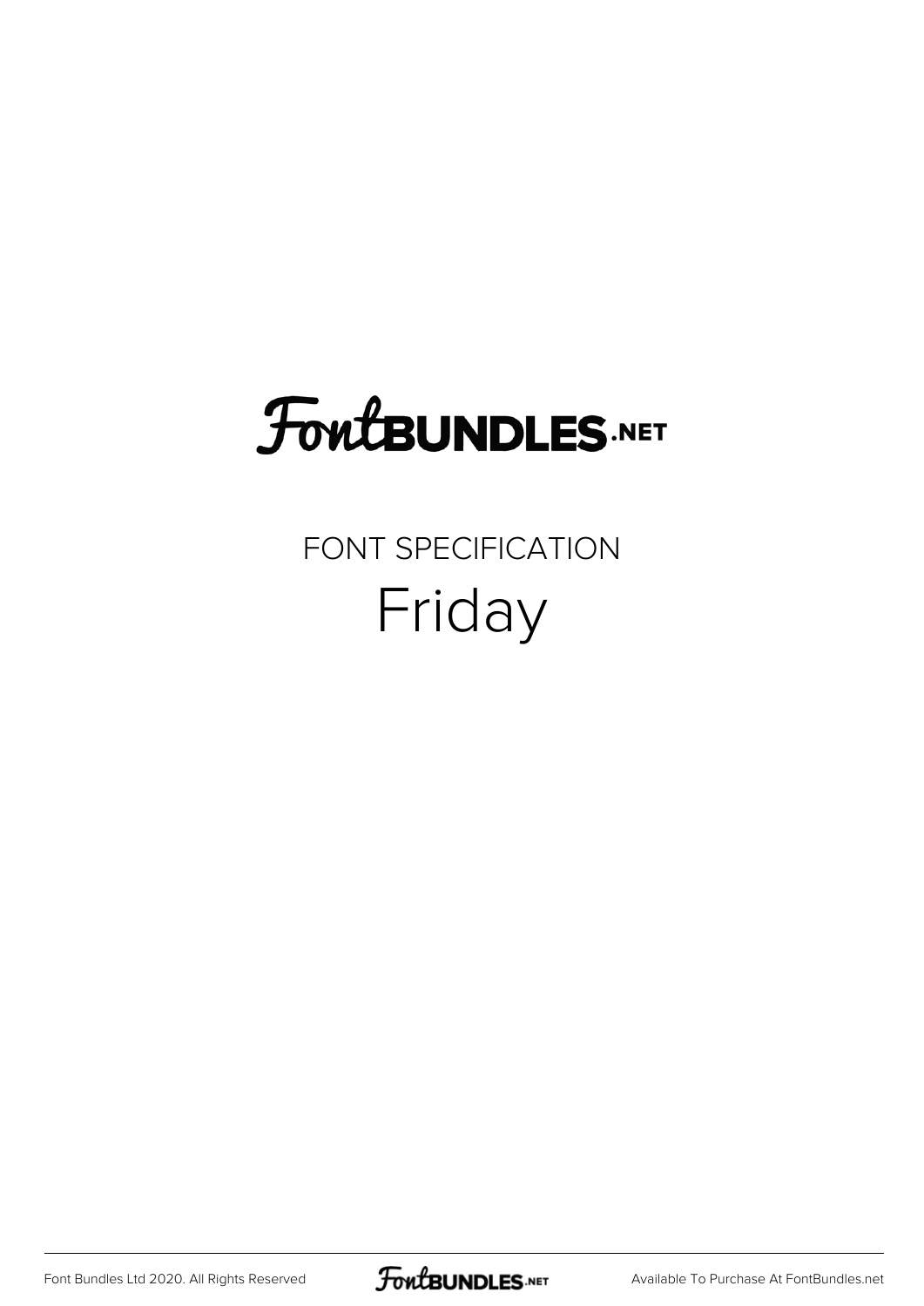# FontBUNDLES.NET

## FONT SPECIFICATION

# Friday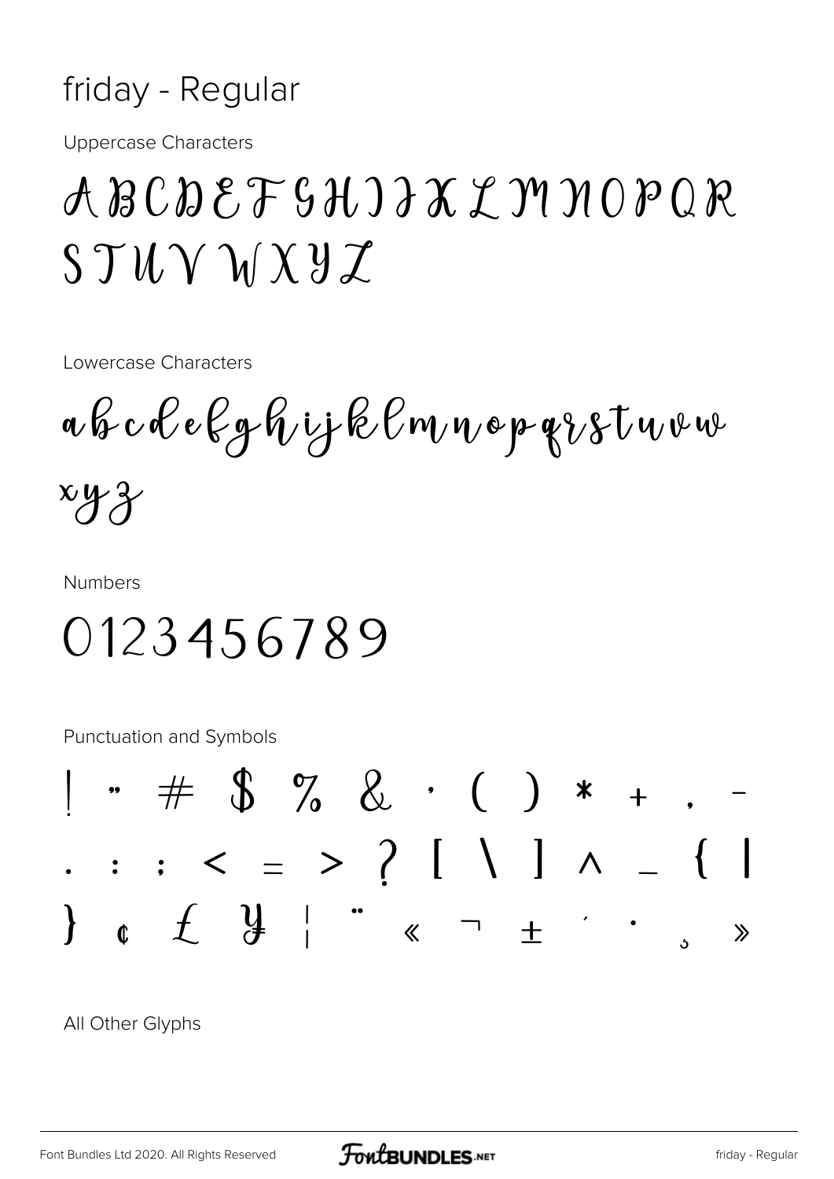# friday - Regular

Uppercase Characters

ABCDEFGHIJKLMNOPQR
STUVWXYZ

Lowercase Characters

abcdefghijklmnopqrstuvw
xyz

Numbers

0123456789

Punctuation and Symbols

! " # $ % & ' ( ) * + , -
. : ; < = > ? [ \ ] ^ _ { |
} ¢ £ ¥ ¦ ¨ « ¬ ± ´ · ¸ »

All Other Glyphs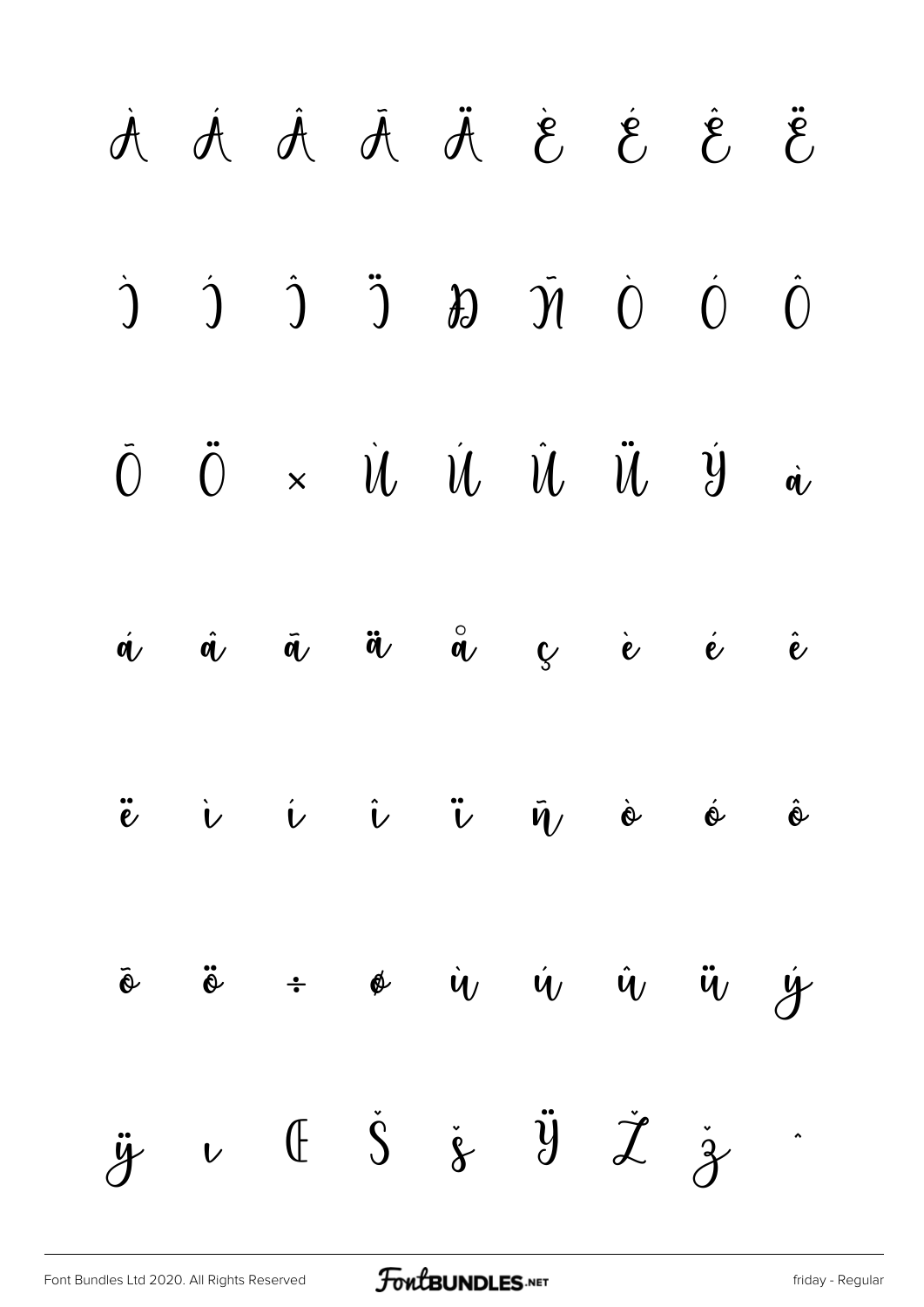À Á Â Ã Ä È É Ê Ë

Ì Í Î Ï Ð Ñ Ò Ó Ô

Õ Ö × Ù Ú Û Ü Ý à

á â ã ä å ç è é ê

ë ì í î ï ñ ò ó ô

õ ö ÷ ø ù ú û ü ý

ÿ ı Œ Š š Ÿ Ž ž ˆ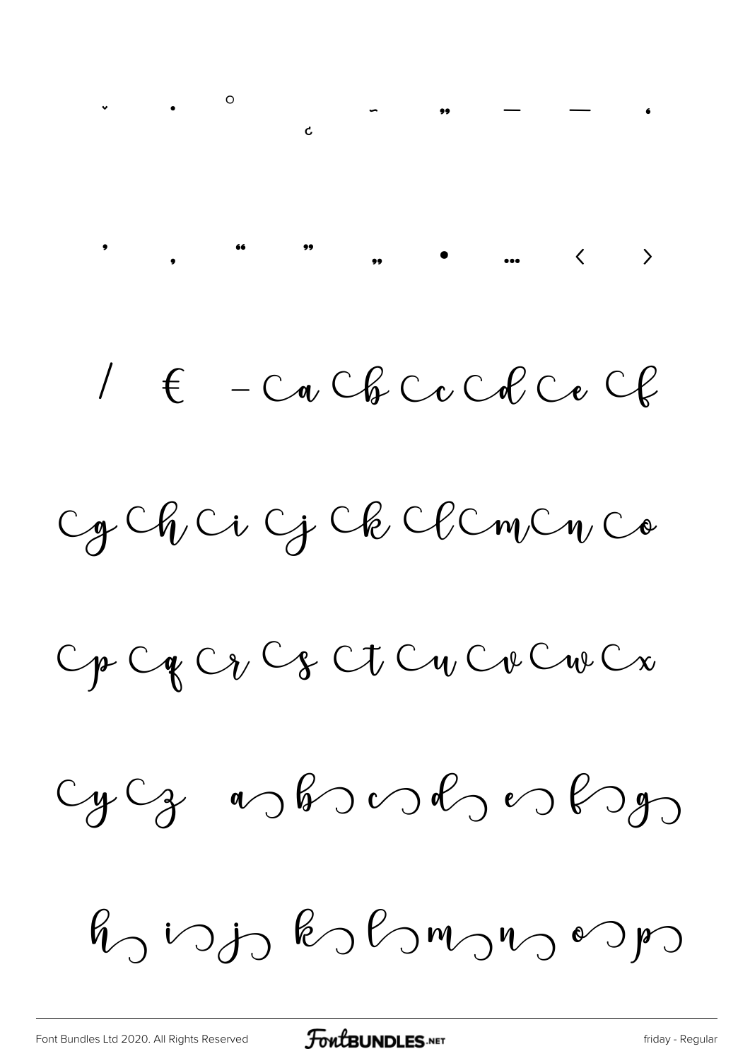ˇ ˙ ˚ ¸ ˜ ˝ – — ˛

' ‚ " " „ • … ‹ ›

/ € - Ca Cb Cc Cd Ce Cf

Cg Ch Ci Cj Ck Cl Cm Cn Co

Cp Cq Cr Cs Ct Cu Cv Cw Cx

Cy Cz a b c d e f g

h i j k l m n o p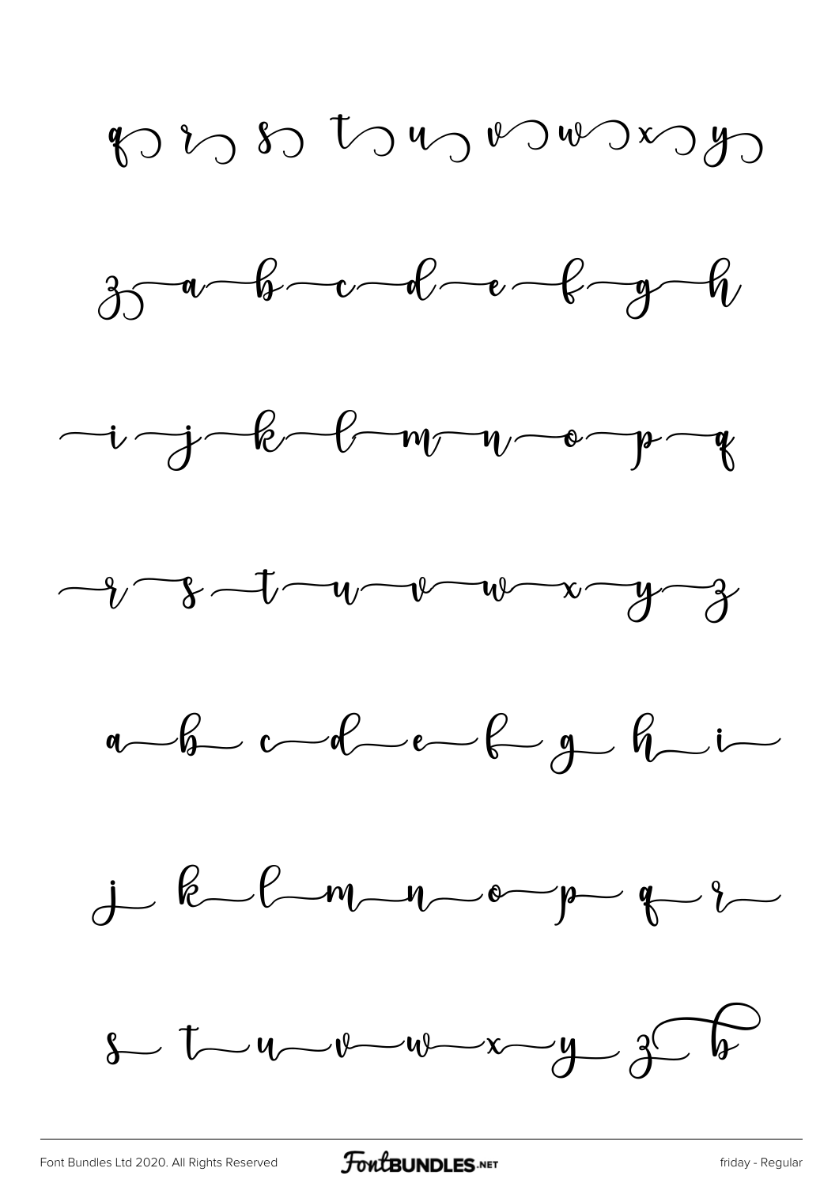q r s t u v w x y

z a b c d e f g h

i j k l m n o p q

r s t u v w x y z

a b c d e f g h i

j k l m n o p q r

s t u v w x y z b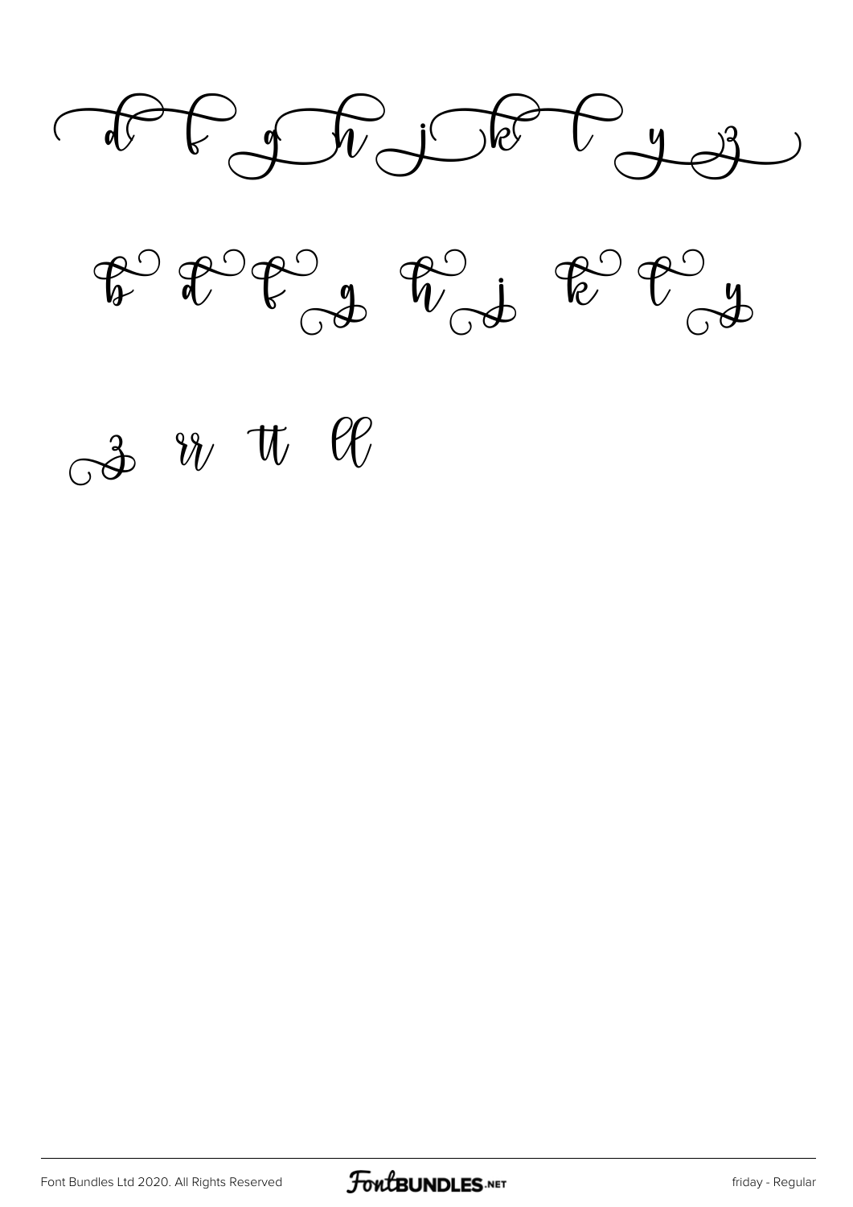d f g h j k l y z

b d f g h j k l y

z rr tt ll